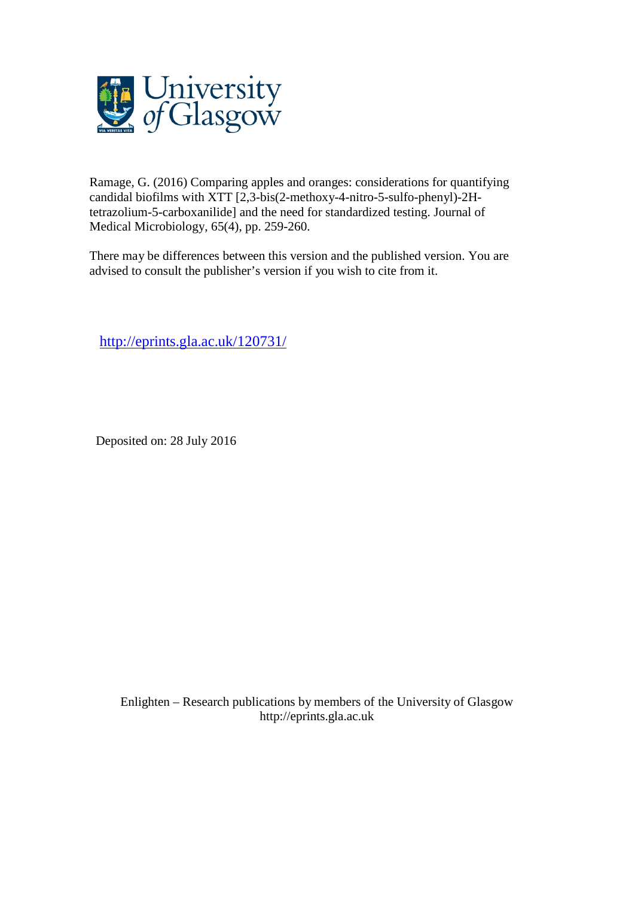University of Glasgow

Ramage, G. (2016) Comparing apples and oranges: considerations for quantifying candidal biofilms with XTT [2,3-bis(2-methoxy-4-nitro-5-sulfo-phenyl)-2H-tetrazolium-5-carboxanilide] and the need for standardized testing. Journal of Medical Microbiology, 65(4), pp. 259-260.

There may be differences between this version and the published version. You are advised to consult the publisher's version if you wish to cite from it.

http://eprints.gla.ac.uk/120731/

Deposited on: 28 July 2016

Enlighten – Research publications by members of the University of Glasgow
http://eprints.gla.ac.uk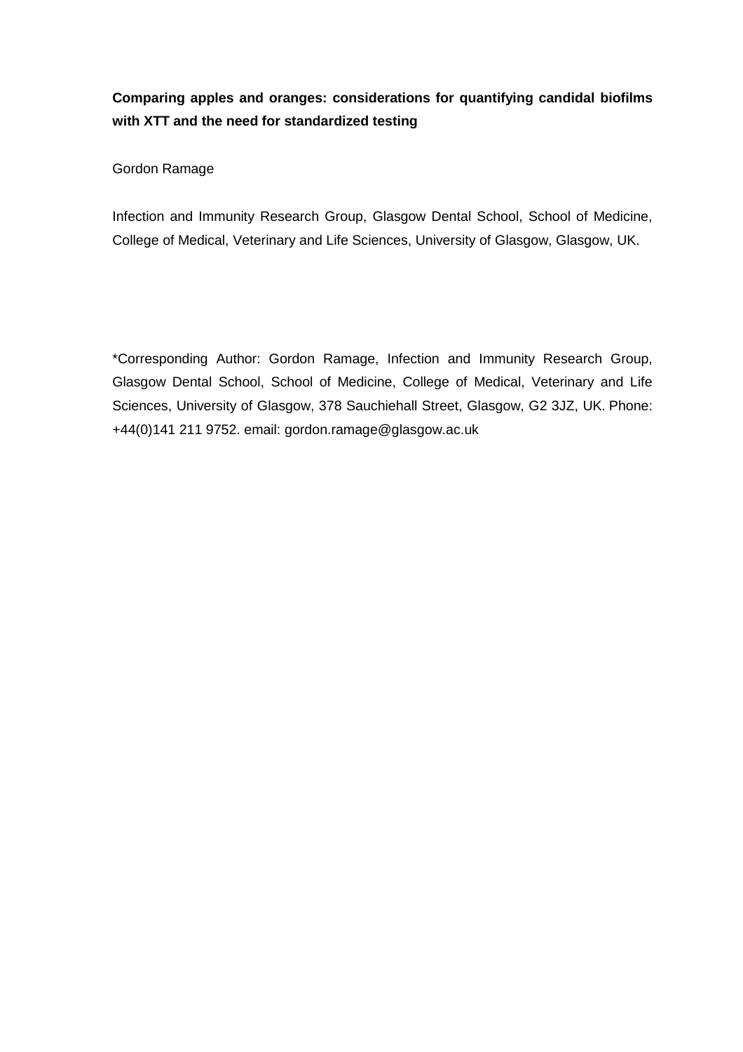**Comparing apples and oranges: considerations for quantifying candidal biofilms with XTT and the need for standardized testing**

Gordon Ramage

Infection and Immunity Research Group, Glasgow Dental School, School of Medicine, College of Medical, Veterinary and Life Sciences, University of Glasgow, Glasgow, UK.

*Corresponding Author: Gordon Ramage, Infection and Immunity Research Group, Glasgow Dental School, School of Medicine, College of Medical, Veterinary and Life Sciences, University of Glasgow, 378 Sauchiehall Street, Glasgow, G2 3JZ, UK. Phone: +44(0)141 211 9752. email: gordon.ramage@glasgow.ac.uk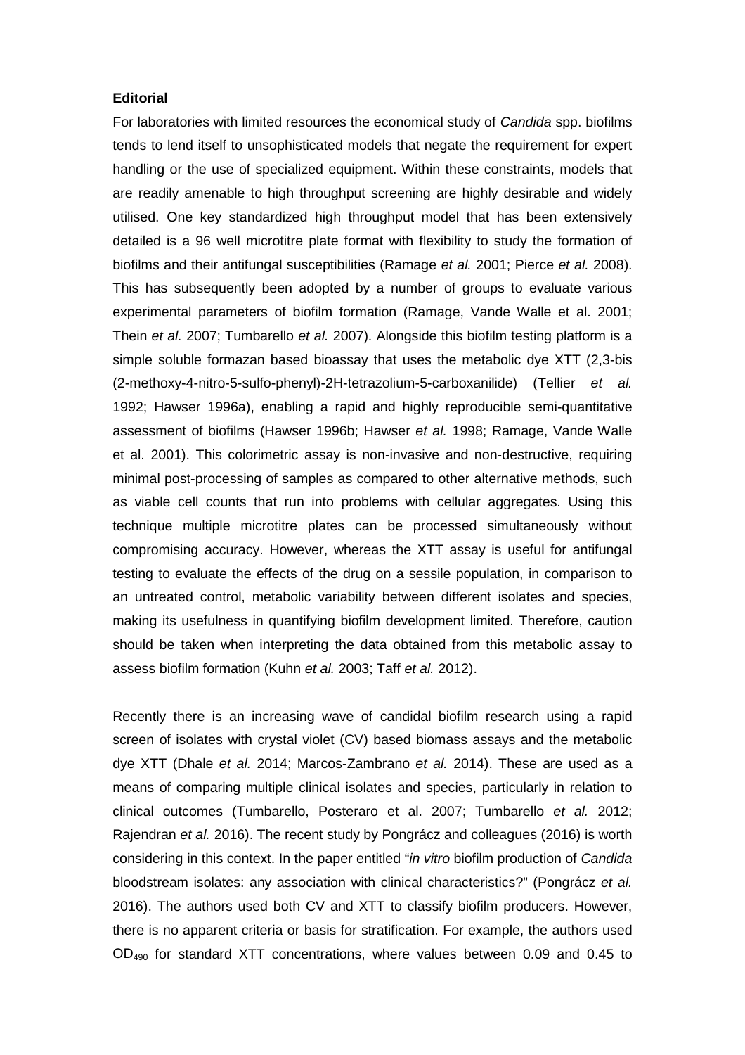**Editorial**

For laboratories with limited resources the economical study of *Candida* spp. biofilms tends to lend itself to unsophisticated models that negate the requirement for expert handling or the use of specialized equipment. Within these constraints, models that are readily amenable to high throughput screening are highly desirable and widely utilised. One key standardized high throughput model that has been extensively detailed is a 96 well microtitre plate format with flexibility to study the formation of biofilms and their antifungal susceptibilities (Ramage *et al.* 2001; Pierce *et al.* 2008). This has subsequently been adopted by a number of groups to evaluate various experimental parameters of biofilm formation (Ramage, Vande Walle et al. 2001; Thein *et al.* 2007; Tumbarello *et al.* 2007). Alongside this biofilm testing platform is a simple soluble formazan based bioassay that uses the metabolic dye XTT (2,3-bis (2-methoxy-4-nitro-5-sulfo-phenyl)-2H-tetrazolium-5-carboxanilide) (Tellier *et al.* 1992; Hawser 1996a), enabling a rapid and highly reproducible semi-quantitative assessment of biofilms (Hawser 1996b; Hawser *et al.* 1998; Ramage, Vande Walle et al. 2001). This colorimetric assay is non-invasive and non-destructive, requiring minimal post-processing of samples as compared to other alternative methods, such as viable cell counts that run into problems with cellular aggregates. Using this technique multiple microtitre plates can be processed simultaneously without compromising accuracy. However, whereas the XTT assay is useful for antifungal testing to evaluate the effects of the drug on a sessile population, in comparison to an untreated control, metabolic variability between different isolates and species, making its usefulness in quantifying biofilm development limited. Therefore, caution should be taken when interpreting the data obtained from this metabolic assay to assess biofilm formation (Kuhn *et al.* 2003; Taff *et al.* 2012).

Recently there is an increasing wave of candidal biofilm research using a rapid screen of isolates with crystal violet (CV) based biomass assays and the metabolic dye XTT (Dhale *et al.* 2014; Marcos-Zambrano *et al.* 2014). These are used as a means of comparing multiple clinical isolates and species, particularly in relation to clinical outcomes (Tumbarello, Posteraro et al. 2007; Tumbarello *et al.* 2012; Rajendran *et al.* 2016). The recent study by Pongrácz and colleagues (2016) is worth considering in this context. In the paper entitled "*in vitro* biofilm production of *Candida* bloodstream isolates: any association with clinical characteristics?" (Pongrácz *et al.* 2016). The authors used both CV and XTT to classify biofilm producers. However, there is no apparent criteria or basis for stratification. For example, the authors used $OD_{490}$ for standard XTT concentrations, where values between 0.09 and 0.45 to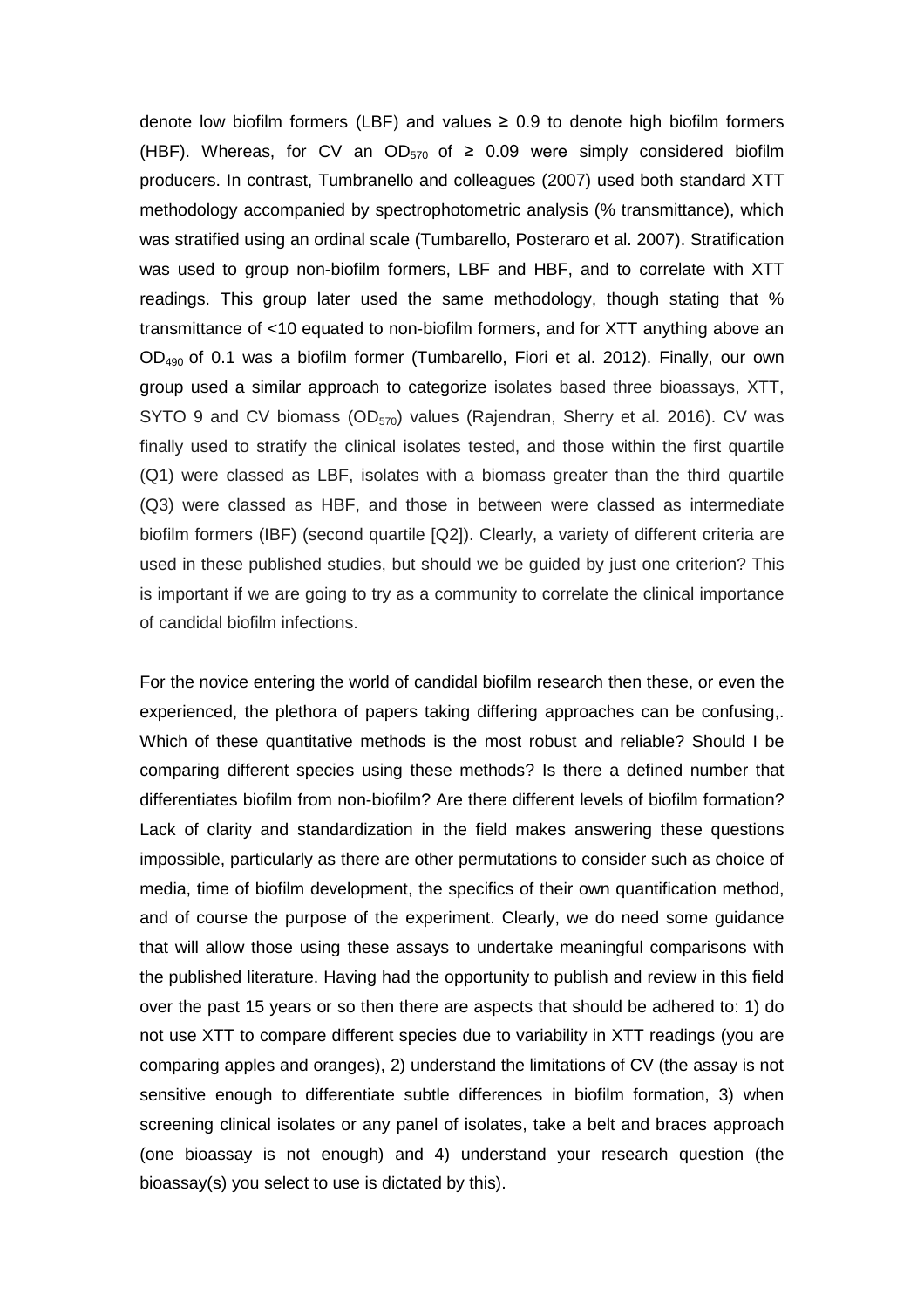denote low biofilm formers (LBF) and values ≥ 0.9 to denote high biofilm formers (HBF). Whereas, for CV an $OD_{570}$ of ≥ 0.09 were simply considered biofilm producers. In contrast, Tumbranello and colleagues (2007) used both standard XTT methodology accompanied by spectrophotometric analysis (% transmittance), which was stratified using an ordinal scale (Tumbarello, Posteraro et al. 2007). Stratification was used to group non-biofilm formers, LBF and HBF, and to correlate with XTT readings. This group later used the same methodology, though stating that % transmittance of <10 equated to non-biofilm formers, and for XTT anything above an $OD_{490}$ of 0.1 was a biofilm former (Tumbarello, Fiori et al. 2012). Finally, our own group used a similar approach to categorize isolates based three bioassays, XTT, SYTO 9 and CV biomass ($OD_{570}$) values (Rajendran, Sherry et al. 2016). CV was finally used to stratify the clinical isolates tested, and those within the first quartile (Q1) were classed as LBF, isolates with a biomass greater than the third quartile (Q3) were classed as HBF, and those in between were classed as intermediate biofilm formers (IBF) (second quartile [Q2]). Clearly, a variety of different criteria are used in these published studies, but should we be guided by just one criterion? This is important if we are going to try as a community to correlate the clinical importance of candidal biofilm infections.

For the novice entering the world of candidal biofilm research then these, or even the experienced, the plethora of papers taking differing approaches can be confusing,. Which of these quantitative methods is the most robust and reliable? Should I be comparing different species using these methods? Is there a defined number that differentiates biofilm from non-biofilm? Are there different levels of biofilm formation? Lack of clarity and standardization in the field makes answering these questions impossible, particularly as there are other permutations to consider such as choice of media, time of biofilm development, the specifics of their own quantification method, and of course the purpose of the experiment. Clearly, we do need some guidance that will allow those using these assays to undertake meaningful comparisons with the published literature. Having had the opportunity to publish and review in this field over the past 15 years or so then there are aspects that should be adhered to: 1) do not use XTT to compare different species due to variability in XTT readings (you are comparing apples and oranges), 2) understand the limitations of CV (the assay is not sensitive enough to differentiate subtle differences in biofilm formation, 3) when screening clinical isolates or any panel of isolates, take a belt and braces approach (one bioassay is not enough) and 4) understand your research question (the bioassay(s) you select to use is dictated by this).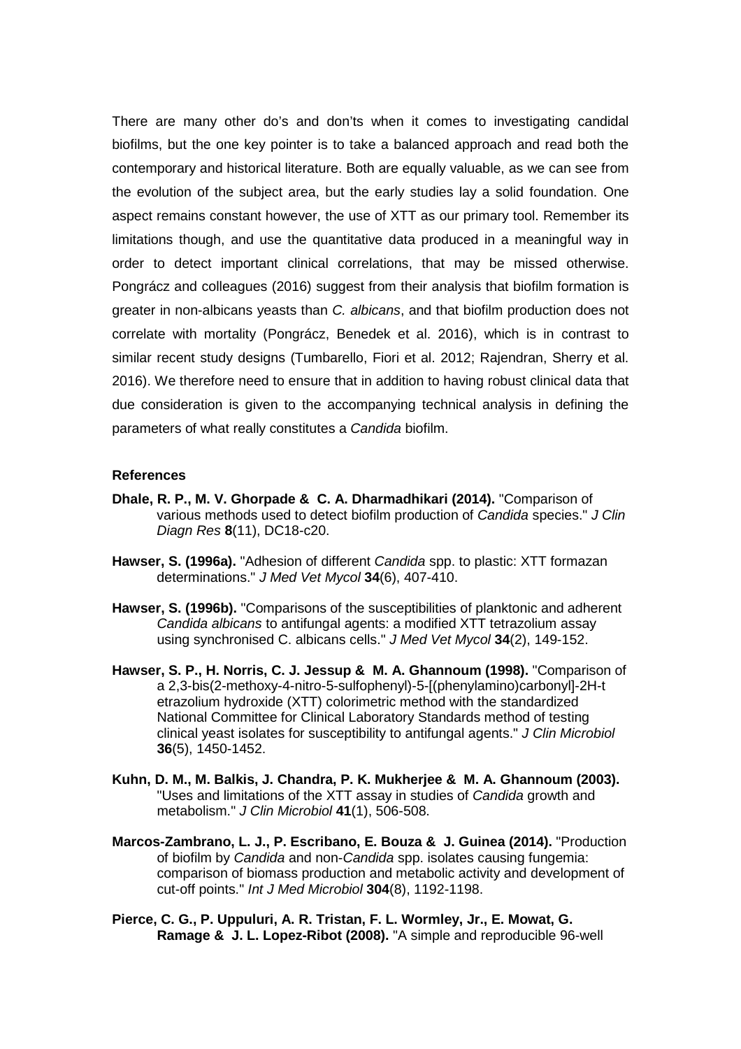There are many other do's and don'ts when it comes to investigating candidal biofilms, but the one key pointer is to take a balanced approach and read both the contemporary and historical literature. Both are equally valuable, as we can see from the evolution of the subject area, but the early studies lay a solid foundation. One aspect remains constant however, the use of XTT as our primary tool. Remember its limitations though, and use the quantitative data produced in a meaningful way in order to detect important clinical correlations, that may be missed otherwise. Pongrácz and colleagues (2016) suggest from their analysis that biofilm formation is greater in non-albicans yeasts than *C. albicans*, and that biofilm production does not correlate with mortality (Pongrácz, Benedek et al. 2016), which is in contrast to similar recent study designs (Tumbarello, Fiori et al. 2012; Rajendran, Sherry et al. 2016). We therefore need to ensure that in addition to having robust clinical data that due consideration is given to the accompanying technical analysis in defining the parameters of what really constitutes a *Candida* biofilm.

#### References

**Dhale, R. P., M. V. Ghorpade & C. A. Dharmadhikari (2014).** "Comparison of various methods used to detect biofilm production of *Candida* species." *J Clin Diagn Res* **8**(11), DC18-c20.

**Hawser, S. (1996a).** "Adhesion of different *Candida* spp. to plastic: XTT formazan determinations." *J Med Vet Mycol* **34**(6), 407-410.

**Hawser, S. (1996b).** "Comparisons of the susceptibilities of planktonic and adherent *Candida albicans* to antifungal agents: a modified XTT tetrazolium assay using synchronised C. albicans cells." *J Med Vet Mycol* **34**(2), 149-152.

**Hawser, S. P., H. Norris, C. J. Jessup & M. A. Ghannoum (1998).** "Comparison of a 2,3-bis(2-methoxy-4-nitro-5-sulfophenyl)-5-[(phenylamino)carbonyl]-2H-tetrazolium hydroxide (XTT) colorimetric method with the standardized National Committee for Clinical Laboratory Standards method of testing clinical yeast isolates for susceptibility to antifungal agents." *J Clin Microbiol* **36**(5), 1450-1452.

**Kuhn, D. M., M. Balkis, J. Chandra, P. K. Mukherjee & M. A. Ghannoum (2003).** "Uses and limitations of the XTT assay in studies of *Candida* growth and metabolism." *J Clin Microbiol* **41**(1), 506-508.

**Marcos-Zambrano, L. J., P. Escribano, E. Bouza & J. Guinea (2014).** "Production of biofilm by *Candida* and non-*Candida* spp. isolates causing fungemia: comparison of biomass production and metabolic activity and development of cut-off points." *Int J Med Microbiol* **304**(8), 1192-1198.

**Pierce, C. G., P. Uppuluri, A. R. Tristan, F. L. Wormley, Jr., E. Mowat, G. Ramage & J. L. Lopez-Ribot (2008).** "A simple and reproducible 96-well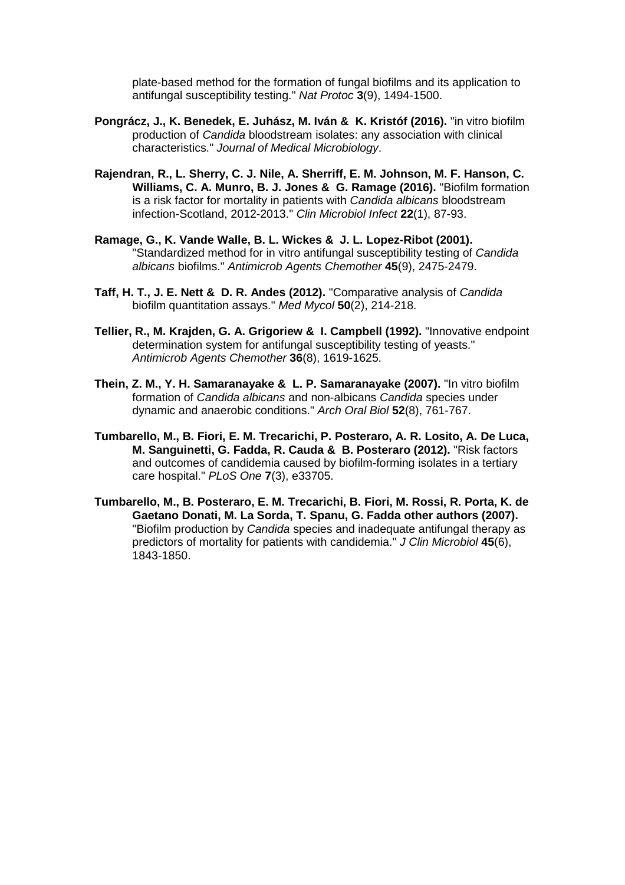plate-based method for the formation of fungal biofilms and its application to antifungal susceptibility testing." *Nat Protoc* **3**(9), 1494-1500.

**Pongrácz, J., K. Benedek, E. Juhász, M. Iván & K. Kristóf (2016).** "in vitro biofilm production of *Candida* bloodstream isolates: any association with clinical characteristics." *Journal of Medical Microbiology*.

**Rajendran, R., L. Sherry, C. J. Nile, A. Sherriff, E. M. Johnson, M. F. Hanson, C. Williams, C. A. Munro, B. J. Jones & G. Ramage (2016).** "Biofilm formation is a risk factor for mortality in patients with *Candida albicans* bloodstream infection-Scotland, 2012-2013." *Clin Microbiol Infect* **22**(1), 87-93.

**Ramage, G., K. Vande Walle, B. L. Wickes & J. L. Lopez-Ribot (2001).** "Standardized method for in vitro antifungal susceptibility testing of *Candida albicans* biofilms." *Antimicrob Agents Chemother* **45**(9), 2475-2479.

**Taff, H. T., J. E. Nett & D. R. Andes (2012).** "Comparative analysis of *Candida* biofilm quantitation assays." *Med Mycol* **50**(2), 214-218.

**Tellier, R., M. Krajden, G. A. Grigoriew & I. Campbell (1992).** "Innovative endpoint determination system for antifungal susceptibility testing of yeasts." *Antimicrob Agents Chemother* **36**(8), 1619-1625.

**Thein, Z. M., Y. H. Samaranayake & L. P. Samaranayake (2007).** "In vitro biofilm formation of *Candida albicans* and non-albicans *Candida* species under dynamic and anaerobic conditions." *Arch Oral Biol* **52**(8), 761-767.

**Tumbarello, M., B. Fiori, E. M. Trecarichi, P. Posteraro, A. R. Losito, A. De Luca, M. Sanguinetti, G. Fadda, R. Cauda & B. Posteraro (2012).** "Risk factors and outcomes of candidemia caused by biofilm-forming isolates in a tertiary care hospital." *PLoS One* **7**(3), e33705.

**Tumbarello, M., B. Posteraro, E. M. Trecarichi, B. Fiori, M. Rossi, R. Porta, K. de Gaetano Donati, M. La Sorda, T. Spanu, G. Fadda other authors (2007).** "Biofilm production by *Candida* species and inadequate antifungal therapy as predictors of mortality for patients with candidemia." *J Clin Microbiol* **45**(6), 1843-1850.